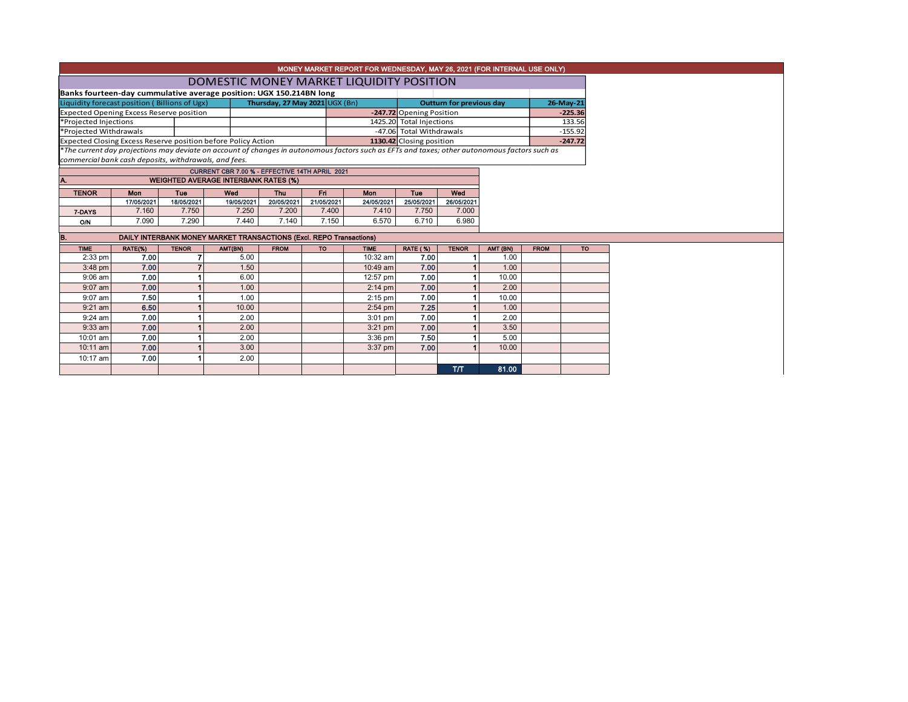# MONEY MARKET REPORT FOR WEDNESDAY, MAY 26, 2021 (FOR INTERNAL USE ONLY)

## DOMESTIC MONEY MARKET LIQUIDITY POSITION

**Banks fourteen-day cummulative average position: UGX 150.214BN long**

| Liquidity forecast position ( Billions of Ugx) | Thursday, 27 May 2021 UGX (Bn) | Outturn for previous day | 26-May-21 |
|---|---|---|---|
| Expected Opening Excess Reserve position | -247.72 | Opening Position | -225.36 |
| *Projected Injections | 1425.20 | Total Injections | 133.56 |
| *Projected Withdrawals | -47.06 | Total Withdrawals | -155.92 |
| Expected Closing Excess Reserve position before Policy Action | 1130.42 | Closing position | -247.72 |

*The current day projections may deviate on account of changes in autonomous factors such as EFTs and taxes; other autonomous factors such as commercial bank cash deposits, withdrawals, and fees.*

CURRENT CBR 7.00 % - EFFECTIVE 14TH APRIL 2021

### A. WEIGHTED AVERAGE INTERBANK RATES (%)

| TENOR | Mon | Tue | Wed | Thu | Fri | Mon | Tue | Wed |
|---|---|---|---|---|---|---|---|---|
| | 17/05/2021 | 18/05/2021 | 19/05/2021 | 20/05/2021 | 21/05/2021 | 24/05/2021 | 25/05/2021 | 26/05/2021 |
| 7-DAYS | 7.160 | 7.750 | 7.250 | 7.200 | 7.400 | 7.410 | 7.750 | 7.000 |
| O/N | 7.090 | 7.290 | 7.440 | 7.140 | 7.150 | 6.570 | 6.710 | 6.980 |

### B. DAILY INTERBANK MONEY MARKET TRANSACTIONS (Excl. REPO Transactions)

| TIME | RATE(%) | TENOR | AMT(BN) | FROM | TO | TIME | RATE (%) | TENOR | AMT (BN) | FROM | TO |
|---|---|---|---|---|---|---|---|---|---|---|---|
| 2:33 pm | 7.00 | 7 | 5.00 | | | 10:32 am | 7.00 | 1 | 1.00 | | |
| 3:48 pm | 7.00 | 7 | 1.50 | | | 10:49 am | 7.00 | 1 | 1.00 | | |
| 9:06 am | 7.00 | 1 | 6.00 | | | 12:57 pm | 7.00 | 1 | 10.00 | | |
| 9:07 am | 7.00 | 1 | 1.00 | | | 2:14 pm | 7.00 | 1 | 2.00 | | |
| 9:07 am | 7.50 | 1 | 1.00 | | | 2:15 pm | 7.00 | 1 | 10.00 | | |
| 9:21 am | 6.50 | 1 | 10.00 | | | 2:54 pm | 7.25 | 1 | 1.00 | | |
| 9:24 am | 7.00 | 1 | 2.00 | | | 3:01 pm | 7.00 | 1 | 2.00 | | |
| 9:33 am | 7.00 | 1 | 2.00 | | | 3:21 pm | 7.00 | 1 | 3.50 | | |
| 10:01 am | 7.00 | 1 | 2.00 | | | 3:36 pm | 7.50 | 1 | 5.00 | | |
| 10:11 am | 7.00 | 1 | 3.00 | | | 3:37 pm | 7.00 | 1 | 10.00 | | |
| 10:17 am | 7.00 | 1 | 2.00 | | | | | | | | |
| | | | | | | | | T/T | 81.00 | | |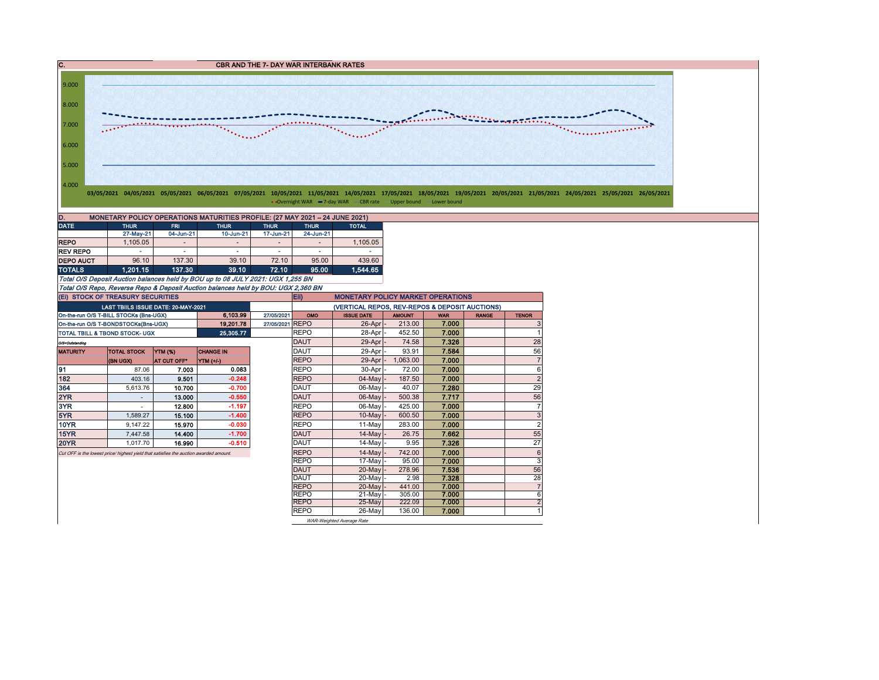## C. CBR AND THE 7- DAY WAR INTERBANK RATES

9.000
8.000
7.000
6.000
5.000
4.000

03/05/2021 04/05/2021 05/05/2021 06/05/2021 07/05/2021 10/05/2021 11/05/2021 14/05/2021 17/05/2021 18/05/2021 19/05/2021 20/05/2021 21/05/2021 24/05/2021 25/05/2021 26/05/2021

Overnight WAR — 7-day WAR — CBR rate — Upper bound — Lower bound

## D. MONETARY POLICY OPERATIONS MATURITIES PROFILE: (27 MAY 2021 – 24 JUNE 2021)

| DATE | THUR | FRI | THUR | THUR | THUR | TOTAL |
|---|---|---|---|---|---|---|
| | 27-May-21 | 04-Jun-21 | 10-Jun-21 | 17-Jun-21 | 24-Jun-21 | |
| REPO | 1,105.05 | - | - | - | - | 1,105.05 |
| REV REPO | - | - | - | - | - | - |
| DEPO AUCT | 96.10 | 137.30 | 39.10 | 72.10 | 95.00 | 439.60 |
| **TOTALS** | **1,201.15** | **137.30** | **39.10** | **72.10** | **95.00** | **1,544.65** |

*Total O/S Deposit Auction balances held by BOU up to 08 JULY 2021: UGX 1,255 BN*

*Total O/S Repo, Reverse Repo & Deposit Auction balances held by BOU: UGX 2,360 BN*

## (Ei) STOCK OF TREASURY SECURITIES

| LAST TBIILS ISSUE DATE: 20-MAY-2021 | | |
|---|---|---|
| On-the-run O/S T-BILL STOCKs (Bns-UGX) | 6,103.99 | 27/05/2021 |
| On-the-run O/S T-BONDSTOCKs(Bns-UGX) | 19,201.78 | 27/05/2021 |
| TOTAL TBILL & TBOND STOCK- UGX | 25,305.77 | |

O/S=Outstanding

| MATURITY | TOTAL STOCK (BN UGX) | YTM (%) AT CUT OFF* | CHANGE IN YTM (+/-) |
|---|---|---|---|
| 91 | 87.06 | 7.003 | 0.083 |
| 182 | 403.16 | 9.501 | -0.248 |
| 364 | 5,613.76 | 10.700 | -0.700 |
| 2YR | - | 13.000 | -0.550 |
| 3YR | - | 12.800 | -1.197 |
| 5YR | 1,589.27 | 15.100 | -1.400 |
| 10YR | 9,147.22 | 15.970 | -0.030 |
| 15YR | 7,447.58 | 14.400 | -1.700 |
| 20YR | 1,017.70 | 16.990 | -0.510 |

Cut OFF is the lowest price/ highest yield that satisfies the auction awarded amount.

## Eii) MONETARY POLICY MARKET OPERATIONS

(VERTICAL REPOS, REV-REPOS & DEPOSIT AUCTIONS)

| OMO | ISSUE DATE | AMOUNT | WAR | RANGE | TENOR |
|---|---|---|---|---|---|
| REPO | 26-Apr | 213.00 | 7.000 | | 3 |
| REPO | 28-Apr | 452.50 | 7.000 | | 1 |
| DAUT | 29-Apr | 74.58 | 7.326 | | 28 |
| DAUT | 29-Apr | 93.91 | 7.584 | | 56 |
| REPO | 29-Apr | 1,063.00 | 7.000 | | 7 |
| REPO | 30-Apr | 72.00 | 7.000 | | 6 |
| REPO | 04-May | 187.50 | 7.000 | | 2 |
| DAUT | 06-May | 40.07 | 7.280 | | 29 |
| DAUT | 06-May | 500.38 | 7.717 | | 56 |
| REPO | 06-May | 425.00 | 7.000 | | 7 |
| REPO | 10-May | 600.50 | 7.000 | | 3 |
| REPO | 11-May | 283.00 | 7.000 | | 2 |
| DAUT | 14-May | 26.75 | 7.662 | | 55 |
| DAUT | 14-May | 9.95 | 7.326 | | 27 |
| REPO | 14-May | 742.00 | 7.000 | | 6 |
| REPO | 17-May | 95.00 | 7.000 | | 3 |
| DAUT | 20-May | 278.96 | 7.536 | | 56 |
| DAUT | 20-May | 2.98 | 7.328 | | 28 |
| REPO | 20-May | 441.00 | 7.000 | | 7 |
| REPO | 21-May | 305.00 | 7.000 | | 6 |
| REPO | 25-May | 222.09 | 7.000 | | 2 |
| REPO | 26-May | 136.00 | 7.000 | | 1 |

WAR-Weighted Average Rate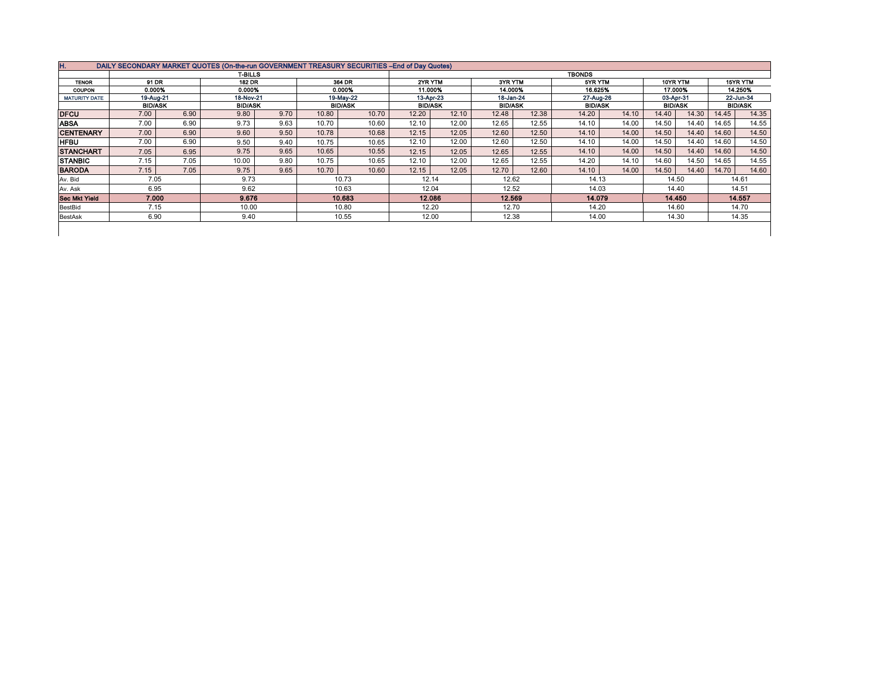| H. DAILY SECONDARY MARKET QUOTES (On-the-run GOVERNMENT TREASURY SECURITIES –End of Day Quotes) | | | | | | | | | | | | | | | | |
|---|---|---|---|---|---|---|---|---|---|---|---|---|---|---|---|---|
| | T-BILLS | | | | | | TBONDS | | | | | | | | | |
| TENOR | 91 DR | | 182 DR | | 364 DR | | 2YR YTM | | 3YR YTM | | 5YR YTM | | 10YR YTM | | 15YR YTM | |
| COUPON | 0.000% | | 0.000% | | 0.000% | | 11.000% | | 14.000% | | 16.625% | | 17.000% | | 14.250% | |
| MATURITY DATE | 19-Aug-21 | | 18-Nov-21 | | 19-May-22 | | 13-Apr-23 | | 18-Jan-24 | | 27-Aug-26 | | 03-Apr-31 | | 22-Jun-34 | |
| | BID/ASK | | BID/ASK | | BID/ASK | | BID/ASK | | BID/ASK | | BID/ASK | | BID/ASK | | BID/ASK | |
| DFCU | 7.00 | 6.90 | 9.80 | 9.70 | 10.80 | 10.70 | 12.20 | 12.10 | 12.48 | 12.38 | 14.20 | 14.10 | 14.40 | 14.30 | 14.45 | 14.35 |
| ABSA | 7.00 | 6.90 | 9.73 | 9.63 | 10.70 | 10.60 | 12.10 | 12.00 | 12.65 | 12.55 | 14.10 | 14.00 | 14.50 | 14.40 | 14.65 | 14.55 |
| CENTENARY | 7.00 | 6.90 | 9.60 | 9.50 | 10.78 | 10.68 | 12.15 | 12.05 | 12.60 | 12.50 | 14.10 | 14.00 | 14.50 | 14.40 | 14.60 | 14.50 |
| HFBU | 7.00 | 6.90 | 9.50 | 9.40 | 10.75 | 10.65 | 12.10 | 12.00 | 12.60 | 12.50 | 14.10 | 14.00 | 14.50 | 14.40 | 14.60 | 14.50 |
| STANCHART | 7.05 | 6.95 | 9.75 | 9.65 | 10.65 | 10.55 | 12.15 | 12.05 | 12.65 | 12.55 | 14.10 | 14.00 | 14.50 | 14.40 | 14.60 | 14.50 |
| STANBIC | 7.15 | 7.05 | 10.00 | 9.80 | 10.75 | 10.65 | 12.10 | 12.00 | 12.65 | 12.55 | 14.20 | 14.10 | 14.60 | 14.50 | 14.65 | 14.55 |
| BARODA | 7.15 | 7.05 | 9.75 | 9.65 | 10.70 | 10.60 | 12.15 | 12.05 | 12.70 | 12.60 | 14.10 | 14.00 | 14.50 | 14.40 | 14.70 | 14.60 |
| Av. Bid | 7.05 | | 9.73 | | 10.73 | | 12.14 | | 12.62 | | 14.13 | | 14.50 | | 14.61 | |
| Av. Ask | 6.95 | | 9.62 | | 10.63 | | 12.04 | | 12.52 | | 14.03 | | 14.40 | | 14.51 | |
| Sec Mkt Yield | 7.000 | | 9.676 | | 10.683 | | 12.086 | | 12.569 | | 14.079 | | 14.450 | | 14.557 | |
| BestBid | 7.15 | | 10.00 | | 10.80 | | 12.20 | | 12.70 | | 14.20 | | 14.60 | | 14.70 | |
| BestAsk | 6.90 | | 9.40 | | 10.55 | | 12.00 | | 12.38 | | 14.00 | | 14.30 | | 14.35 | |